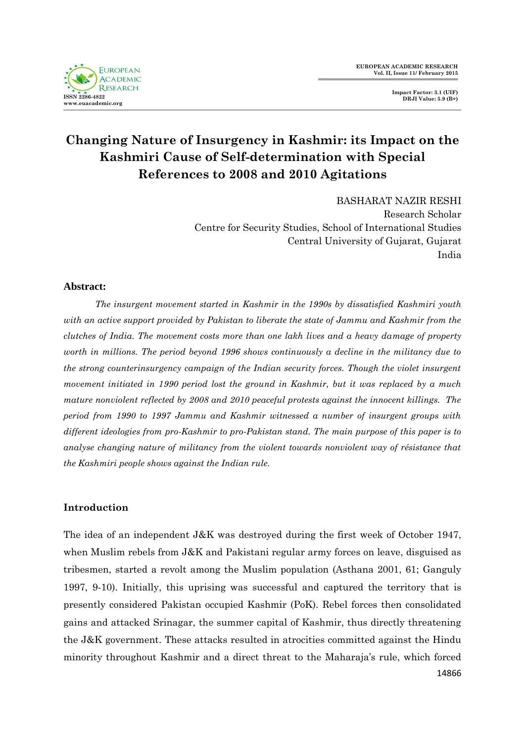# Changing Nature of Insurgency in Kashmir: its Impact on the Kashmiri Cause of Self-determination with Special References to 2008 and 2010 Agitations

BASHARAT NAZIR RESHI  
Research Scholar  
Centre for Security Studies, School of International Studies  
Central University of Gujarat, Gujarat  
India

**Abstract:**

*The insurgent movement started in Kashmir in the 1990s by dissatisfied Kashmiri youth with an active support provided by Pakistan to liberate the state of Jammu and Kashmir from the clutches of India. The movement costs more than one lakh lives and a heavy damage of property worth in millions. The period beyond 1996 shows continuously a decline in the militancy due to the strong counterinsurgency campaign of the Indian security forces. Though the violet insurgent movement initiated in 1990 period lost the ground in Kashmir, but it was replaced by a much mature nonviolent reflected by 2008 and 2010 peaceful protests against the innocent killings. The period from 1990 to 1997 Jammu and Kashmir witnessed a number of insurgent groups with different ideologies from pro-Kashmir to pro-Pakistan stand. The main purpose of this paper is to analyse changing nature of militancy from the violent towards nonviolent way of résistance that the Kashmiri people shows against the Indian rule.*

## Introduction

The idea of an independent J&K was destroyed during the first week of October 1947, when Muslim rebels from J&K and Pakistani regular army forces on leave, disguised as tribesmen, started a revolt among the Muslim population (Asthana 2001, 61; Ganguly 1997, 9-10). Initially, this uprising was successful and captured the territory that is presently considered Pakistan occupied Kashmir (PoK). Rebel forces then consolidated gains and attacked Srinagar, the summer capital of Kashmir, thus directly threatening the J&K government. These attacks resulted in atrocities committed against the Hindu minority throughout Kashmir and a direct threat to the Maharaja's rule, which forced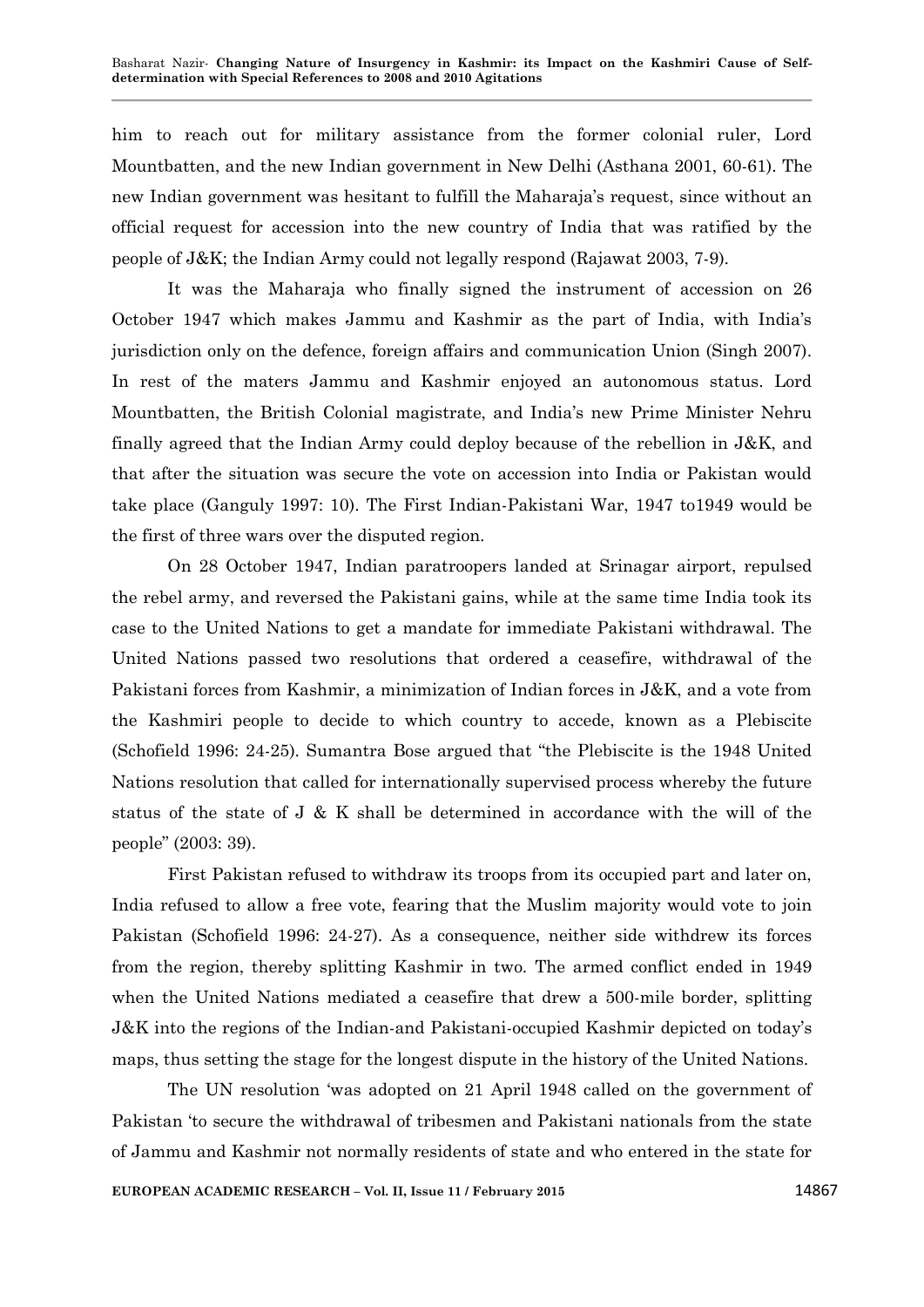him to reach out for military assistance from the former colonial ruler, Lord Mountbatten, and the new Indian government in New Delhi (Asthana 2001, 60-61). The new Indian government was hesitant to fulfill the Maharaja's request, since without an official request for accession into the new country of India that was ratified by the people of J&K; the Indian Army could not legally respond (Rajawat 2003, 7-9).

It was the Maharaja who finally signed the instrument of accession on 26 October 1947 which makes Jammu and Kashmir as the part of India, with India's jurisdiction only on the defence, foreign affairs and communication Union (Singh 2007). In rest of the maters Jammu and Kashmir enjoyed an autonomous status. Lord Mountbatten, the British Colonial magistrate, and India's new Prime Minister Nehru finally agreed that the Indian Army could deploy because of the rebellion in J&K, and that after the situation was secure the vote on accession into India or Pakistan would take place (Ganguly 1997: 10). The First Indian-Pakistani War, 1947 to1949 would be the first of three wars over the disputed region.

On 28 October 1947, Indian paratroopers landed at Srinagar airport, repulsed the rebel army, and reversed the Pakistani gains, while at the same time India took its case to the United Nations to get a mandate for immediate Pakistani withdrawal. The United Nations passed two resolutions that ordered a ceasefire, withdrawal of the Pakistani forces from Kashmir, a minimization of Indian forces in J&K, and a vote from the Kashmiri people to decide to which country to accede, known as a Plebiscite (Schofield 1996: 24-25). Sumantra Bose argued that "the Plebiscite is the 1948 United Nations resolution that called for internationally supervised process whereby the future status of the state of J & K shall be determined in accordance with the will of the people" (2003: 39).

First Pakistan refused to withdraw its troops from its occupied part and later on, India refused to allow a free vote, fearing that the Muslim majority would vote to join Pakistan (Schofield 1996: 24-27). As a consequence, neither side withdrew its forces from the region, thereby splitting Kashmir in two. The armed conflict ended in 1949 when the United Nations mediated a ceasefire that drew a 500-mile border, splitting J&K into the regions of the Indian-and Pakistani-occupied Kashmir depicted on today's maps, thus setting the stage for the longest dispute in the history of the United Nations.

The UN resolution 'was adopted on 21 April 1948 called on the government of Pakistan 'to secure the withdrawal of tribesmen and Pakistani nationals from the state of Jammu and Kashmir not normally residents of state and who entered in the state for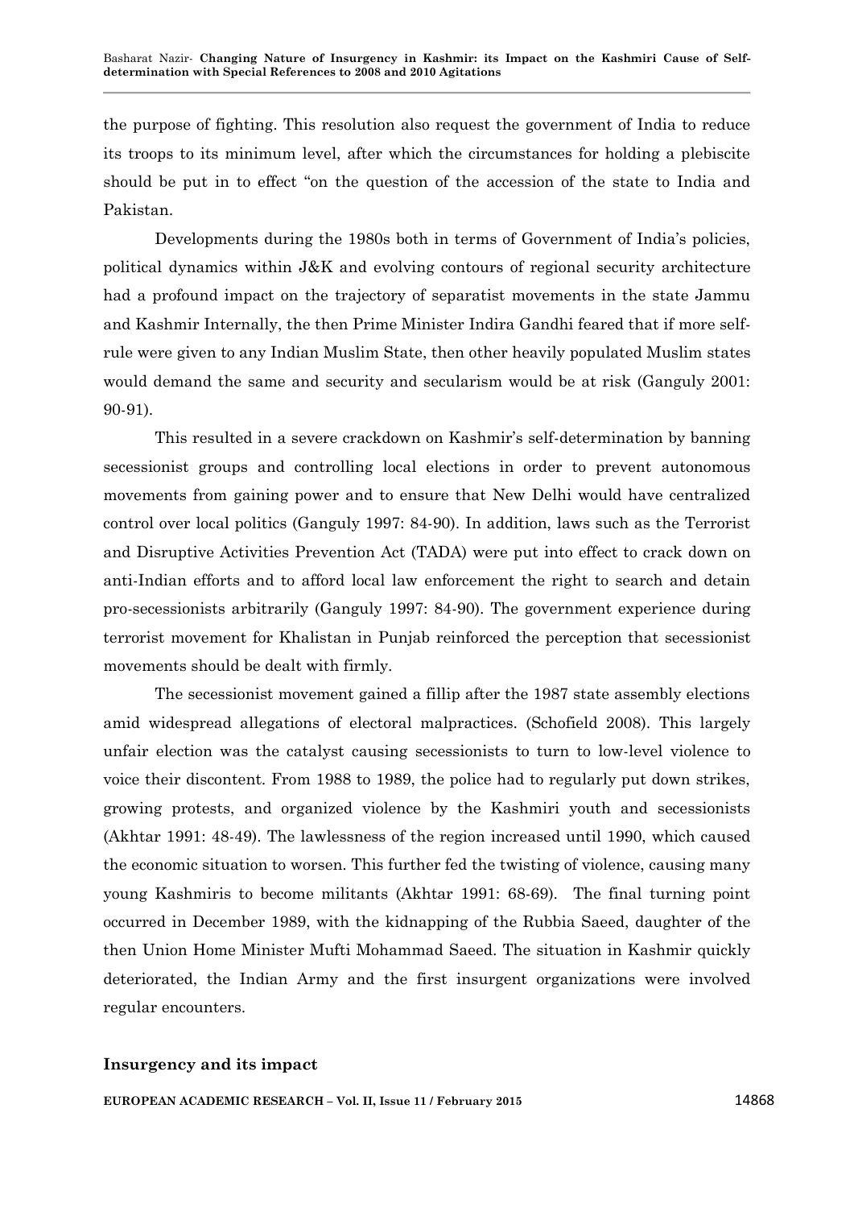the purpose of fighting. This resolution also request the government of India to reduce its troops to its minimum level, after which the circumstances for holding a plebiscite should be put in to effect "on the question of the accession of the state to India and Pakistan.

Developments during the 1980s both in terms of Government of India's policies, political dynamics within J&K and evolving contours of regional security architecture had a profound impact on the trajectory of separatist movements in the state Jammu and Kashmir Internally, the then Prime Minister Indira Gandhi feared that if more self-rule were given to any Indian Muslim State, then other heavily populated Muslim states would demand the same and security and secularism would be at risk (Ganguly 2001: 90-91).

This resulted in a severe crackdown on Kashmir's self-determination by banning secessionist groups and controlling local elections in order to prevent autonomous movements from gaining power and to ensure that New Delhi would have centralized control over local politics (Ganguly 1997: 84-90). In addition, laws such as the Terrorist and Disruptive Activities Prevention Act (TADA) were put into effect to crack down on anti-Indian efforts and to afford local law enforcement the right to search and detain pro-secessionists arbitrarily (Ganguly 1997: 84-90). The government experience during terrorist movement for Khalistan in Punjab reinforced the perception that secessionist movements should be dealt with firmly.

The secessionist movement gained a fillip after the 1987 state assembly elections amid widespread allegations of electoral malpractices. (Schofield 2008). This largely unfair election was the catalyst causing secessionists to turn to low-level violence to voice their discontent. From 1988 to 1989, the police had to regularly put down strikes, growing protests, and organized violence by the Kashmiri youth and secessionists (Akhtar 1991: 48-49). The lawlessness of the region increased until 1990, which caused the economic situation to worsen. This further fed the twisting of violence, causing many young Kashmiris to become militants (Akhtar 1991: 68-69). The final turning point occurred in December 1989, with the kidnapping of the Rubbia Saeed, daughter of the then Union Home Minister Mufti Mohammad Saeed. The situation in Kashmir quickly deteriorated, the Indian Army and the first insurgent organizations were involved regular encounters.

**Insurgency and its impact**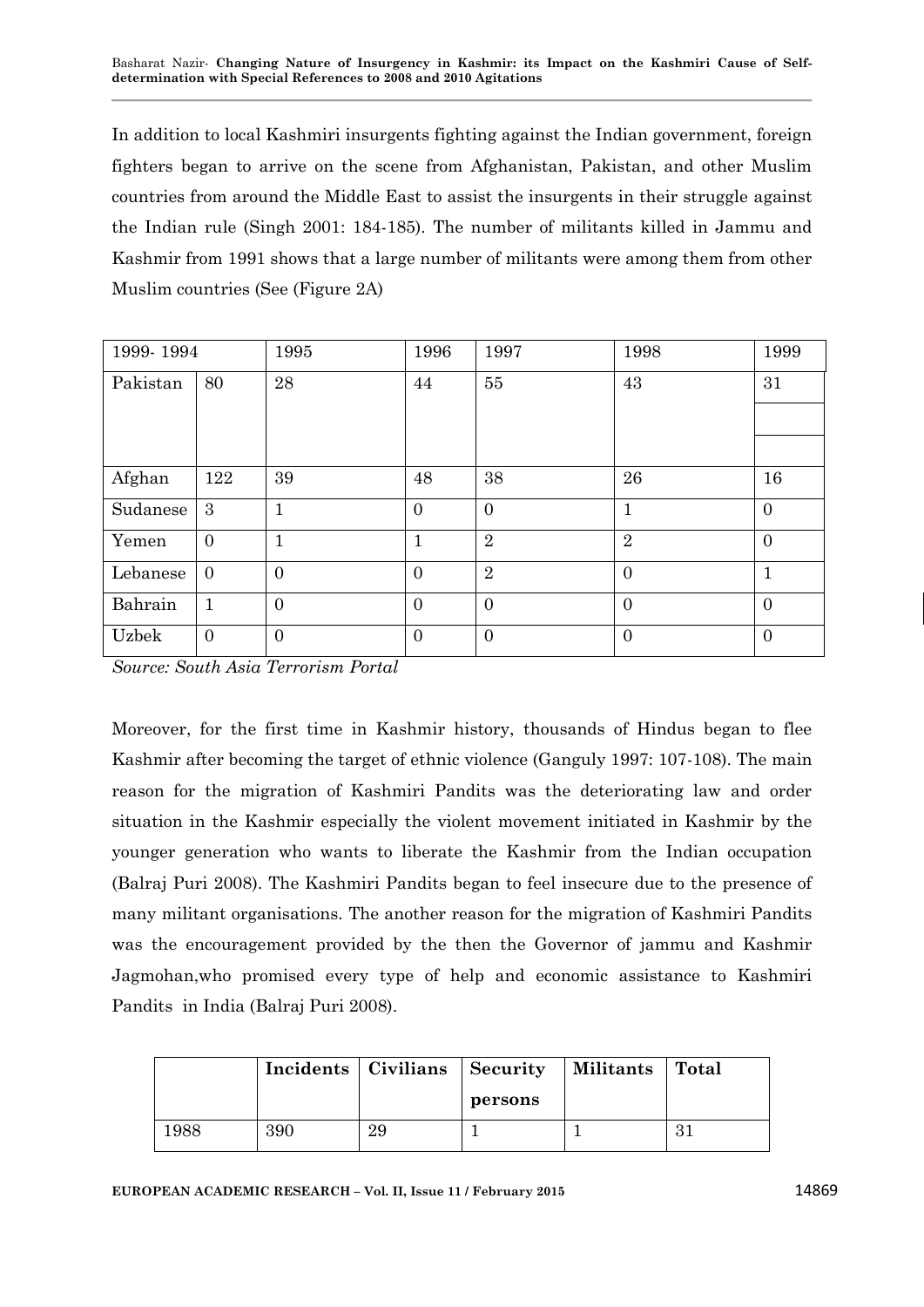In addition to local Kashmiri insurgents fighting against the Indian government, foreign fighters began to arrive on the scene from Afghanistan, Pakistan, and other Muslim countries from around the Middle East to assist the insurgents in their struggle against the Indian rule (Singh 2001: 184-185). The number of militants killed in Jammu and Kashmir from 1991 shows that a large number of militants were among them from other Muslim countries (See (Figure 2A)

| 1999- 1994 | | 1995 | 1996 | 1997 | 1998 | 1999 |
|---|---|---|---|---|---|---|
| Pakistan | 80 | 28 | 44 | 55 | 43 | 31 |
| Afghan | 122 | 39 | 48 | 38 | 26 | 16 |
| Sudanese | 3 | 1 | 0 | 0 | 1 | 0 |
| Yemen | 0 | 1 | 1 | 2 | 2 | 0 |
| Lebanese | 0 | 0 | 0 | 2 | 0 | 1 |
| Bahrain | 1 | 0 | 0 | 0 | 0 | 0 |
| Uzbek | 0 | 0 | 0 | 0 | 0 | 0 |

*Source: South Asia Terrorism Portal*

Moreover, for the first time in Kashmir history, thousands of Hindus began to flee Kashmir after becoming the target of ethnic violence (Ganguly 1997: 107-108). The main reason for the migration of Kashmiri Pandits was the deteriorating law and order situation in the Kashmir especially the violent movement initiated in Kashmir by the younger generation who wants to liberate the Kashmir from the Indian occupation (Balraj Puri 2008). The Kashmiri Pandits began to feel insecure due to the presence of many militant organisations. The another reason for the migration of Kashmiri Pandits was the encouragement provided by the then the Governor of jammu and Kashmir Jagmohan,who promised every type of help and economic assistance to Kashmiri Pandits in India (Balraj Puri 2008).

| | **Incidents** | **Civilians** | **Security persons** | **Militants** | **Total** |
|---|---|---|---|---|---|
| 1988 | 390 | 29 | 1 | 1 | 31 |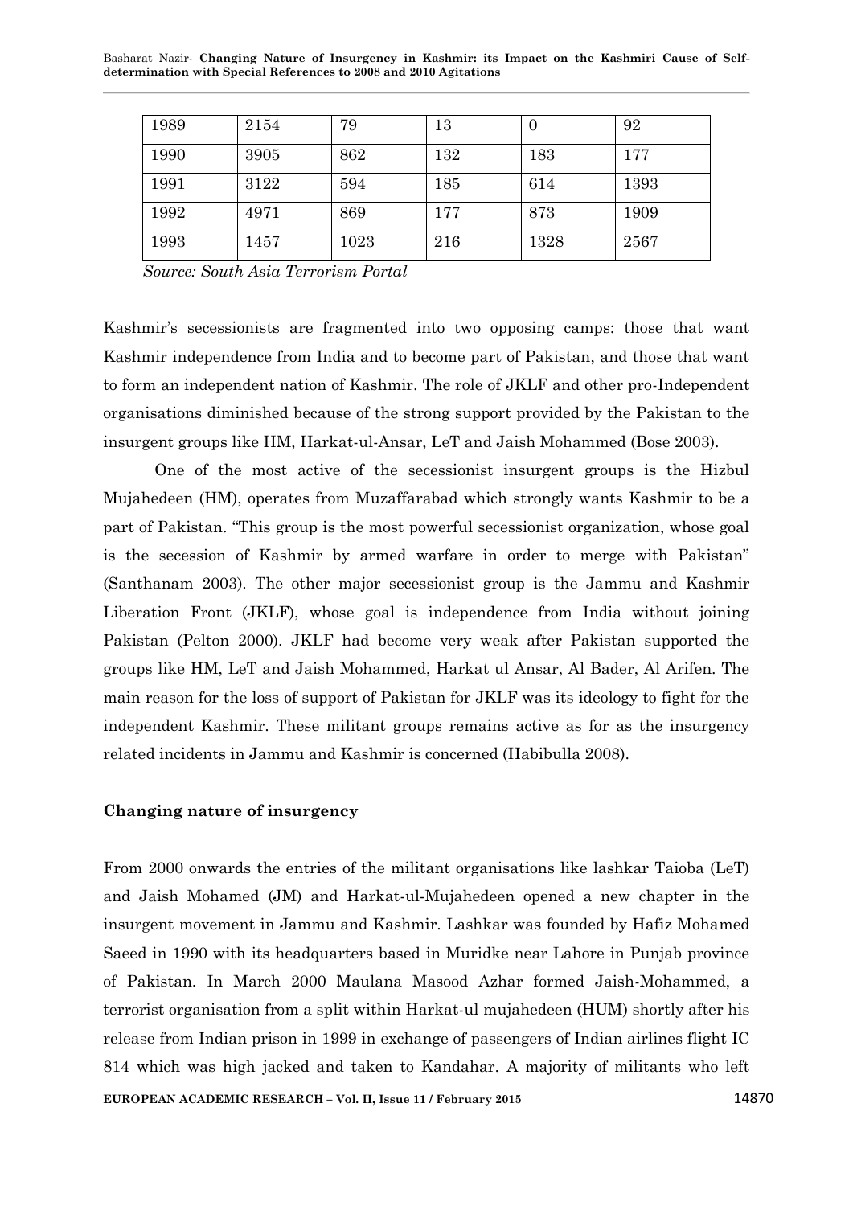| 1989 | 2154 | 79 | 13 | 0 | 92 |
|---|---|---|---|---|---|
| 1990 | 3905 | 862 | 132 | 183 | 177 |
| 1991 | 3122 | 594 | 185 | 614 | 1393 |
| 1992 | 4971 | 869 | 177 | 873 | 1909 |
| 1993 | 1457 | 1023 | 216 | 1328 | 2567 |

*Source: South Asia Terrorism Portal*

Kashmir's secessionists are fragmented into two opposing camps: those that want Kashmir independence from India and to become part of Pakistan, and those that want to form an independent nation of Kashmir. The role of JKLF and other pro-Independent organisations diminished because of the strong support provided by the Pakistan to the insurgent groups like HM, Harkat-ul-Ansar, LeT and Jaish Mohammed (Bose 2003).

One of the most active of the secessionist insurgent groups is the Hizbul Mujahedeen (HM), operates from Muzaffarabad which strongly wants Kashmir to be a part of Pakistan. "This group is the most powerful secessionist organization, whose goal is the secession of Kashmir by armed warfare in order to merge with Pakistan" (Santhanam 2003). The other major secessionist group is the Jammu and Kashmir Liberation Front (JKLF), whose goal is independence from India without joining Pakistan (Pelton 2000). JKLF had become very weak after Pakistan supported the groups like HM, LeT and Jaish Mohammed, Harkat ul Ansar, Al Bader, Al Arifen. The main reason for the loss of support of Pakistan for JKLF was its ideology to fight for the independent Kashmir. These militant groups remains active as for as the insurgency related incidents in Jammu and Kashmir is concerned (Habibulla 2008).

**Changing nature of insurgency**

From 2000 onwards the entries of the militant organisations like lashkar Taioba (LeT) and Jaish Mohamed (JM) and Harkat-ul-Mujahedeen opened a new chapter in the insurgent movement in Jammu and Kashmir. Lashkar was founded by Hafiz Mohamed Saeed in 1990 with its headquarters based in Muridke near Lahore in Punjab province of Pakistan. In March 2000 Maulana Masood Azhar formed Jaish-Mohammed, a terrorist organisation from a split within Harkat-ul mujahedeen (HUM) shortly after his release from Indian prison in 1999 in exchange of passengers of Indian airlines flight IC 814 which was high jacked and taken to Kandahar. A majority of militants who left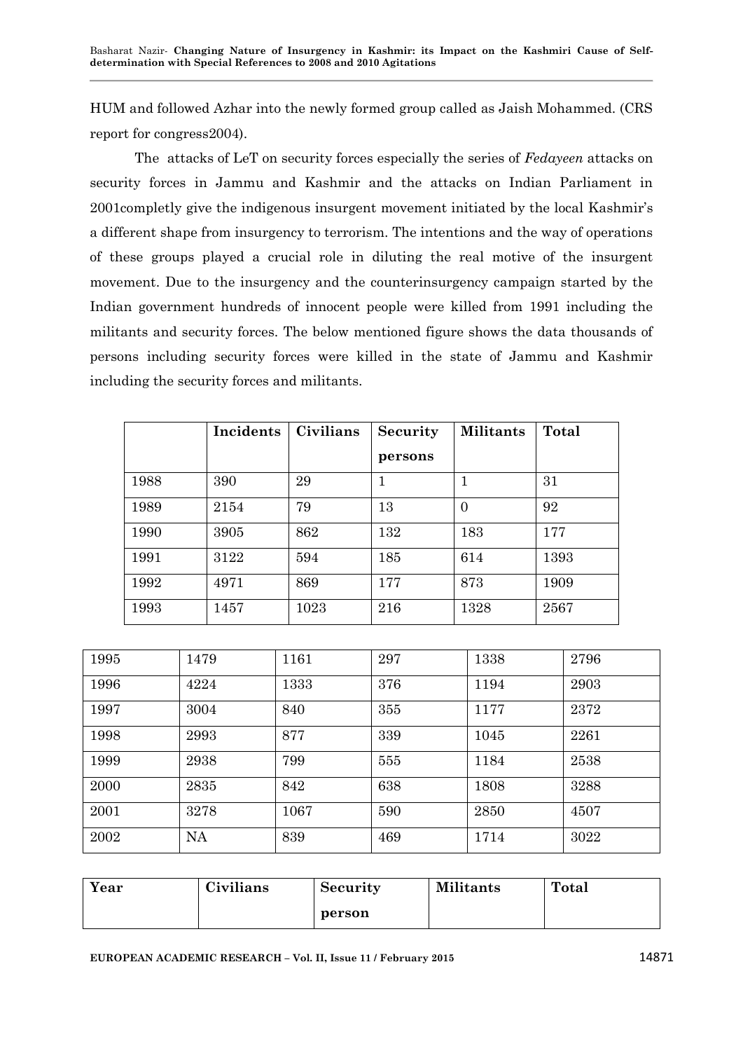HUM and followed Azhar into the newly formed group called as Jaish Mohammed. (CRS report for congress2004).

The attacks of LeT on security forces especially the series of *Fedayeen* attacks on security forces in Jammu and Kashmir and the attacks on Indian Parliament in 2001completly give the indigenous insurgent movement initiated by the local Kashmir's a different shape from insurgency to terrorism. The intentions and the way of operations of these groups played a crucial role in diluting the real motive of the insurgent movement. Due to the insurgency and the counterinsurgency campaign started by the Indian government hundreds of innocent people were killed from 1991 including the militants and security forces. The below mentioned figure shows the data thousands of persons including security forces were killed in the state of Jammu and Kashmir including the security forces and militants.

| | Incidents | Civilians | Security persons | Militants | Total |
|---|---|---|---|---|---|
| 1988 | 390 | 29 | 1 | 1 | 31 |
| 1989 | 2154 | 79 | 13 | 0 | 92 |
| 1990 | 3905 | 862 | 132 | 183 | 177 |
| 1991 | 3122 | 594 | 185 | 614 | 1393 |
| 1992 | 4971 | 869 | 177 | 873 | 1909 |
| 1993 | 1457 | 1023 | 216 | 1328 | 2567 |
| 1995 | 1479 | 1161 | 297 | 1338 | 2796 |
| 1996 | 4224 | 1333 | 376 | 1194 | 2903 |
| 1997 | 3004 | 840 | 355 | 1177 | 2372 |
| 1998 | 2993 | 877 | 339 | 1045 | 2261 |
| 1999 | 2938 | 799 | 555 | 1184 | 2538 |
| 2000 | 2835 | 842 | 638 | 1808 | 3288 |
| 2001 | 3278 | 1067 | 590 | 2850 | 4507 |
| 2002 | NA | 839 | 469 | 1714 | 3022 |

| Year | Civilians | Security person | Militants | Total |
|---|---|---|---|---|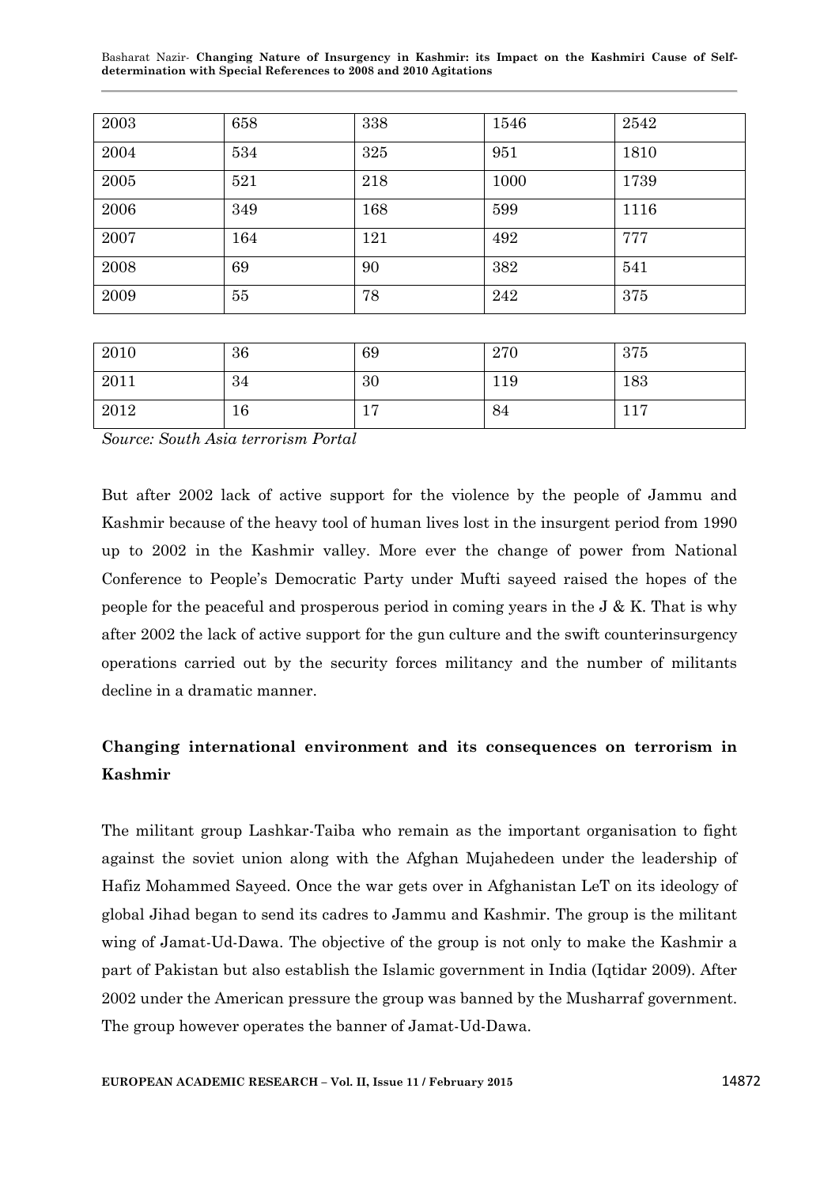| 2003 | 658 | 338 | 1546 | 2542 |
|---|---|---|---|---|
| 2004 | 534 | 325 | 951 | 1810 |
| 2005 | 521 | 218 | 1000 | 1739 |
| 2006 | 349 | 168 | 599 | 1116 |
| 2007 | 164 | 121 | 492 | 777 |
| 2008 | 69 | 90 | 382 | 541 |
| 2009 | 55 | 78 | 242 | 375 |
| 2010 | 36 | 69 | 270 | 375 |
| 2011 | 34 | 30 | 119 | 183 |
| 2012 | 16 | 17 | 84 | 117 |

*Source: South Asia terrorism Portal*

But after 2002 lack of active support for the violence by the people of Jammu and Kashmir because of the heavy tool of human lives lost in the insurgent period from 1990 up to 2002 in the Kashmir valley. More ever the change of power from National Conference to People's Democratic Party under Mufti sayeed raised the hopes of the people for the peaceful and prosperous period in coming years in the J & K. That is why after 2002 the lack of active support for the gun culture and the swift counterinsurgency operations carried out by the security forces militancy and the number of militants decline in a dramatic manner.

## Changing international environment and its consequences on terrorism in Kashmir

The militant group Lashkar-Taiba who remain as the important organisation to fight against the soviet union along with the Afghan Mujahedeen under the leadership of Hafiz Mohammed Sayeed. Once the war gets over in Afghanistan LeT on its ideology of global Jihad began to send its cadres to Jammu and Kashmir. The group is the militant wing of Jamat-Ud-Dawa. The objective of the group is not only to make the Kashmir a part of Pakistan but also establish the Islamic government in India (Iqtidar 2009). After 2002 under the American pressure the group was banned by the Musharraf government. The group however operates the banner of Jamat-Ud-Dawa.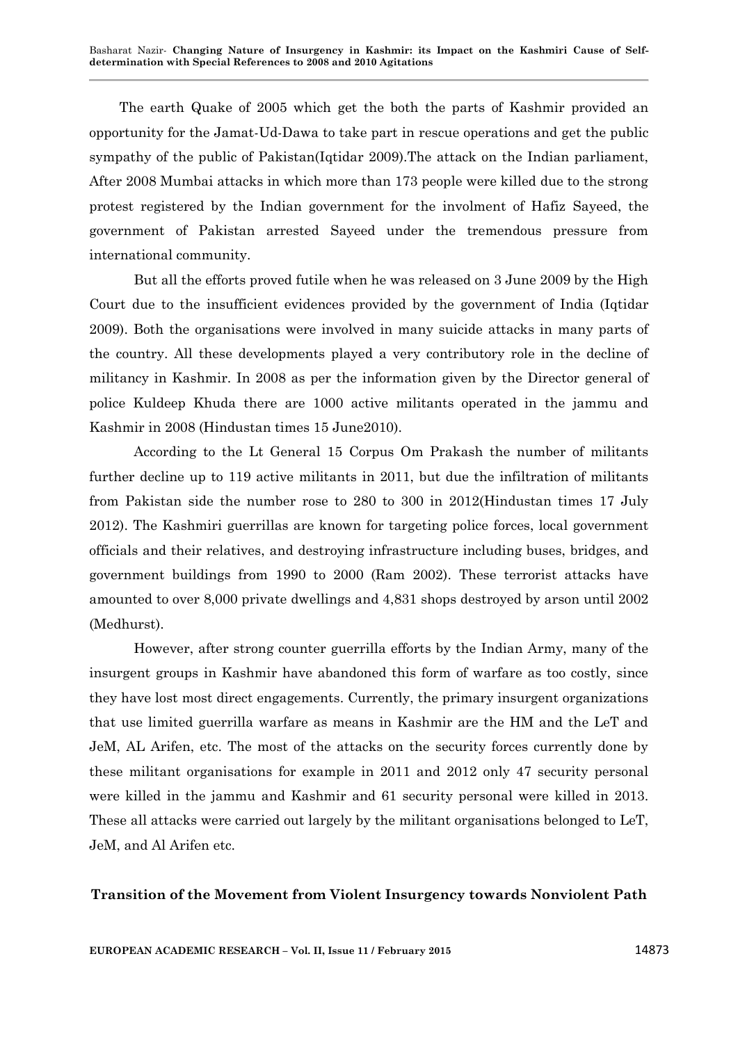The earth Quake of 2005 which get the both the parts of Kashmir provided an opportunity for the Jamat-Ud-Dawa to take part in rescue operations and get the public sympathy of the public of Pakistan(Iqtidar 2009).The attack on the Indian parliament, After 2008 Mumbai attacks in which more than 173 people were killed due to the strong protest registered by the Indian government for the involment of Hafiz Sayeed, the government of Pakistan arrested Sayeed under the tremendous pressure from international community.

But all the efforts proved futile when he was released on 3 June 2009 by the High Court due to the insufficient evidences provided by the government of India (Iqtidar 2009). Both the organisations were involved in many suicide attacks in many parts of the country. All these developments played a very contributory role in the decline of militancy in Kashmir. In 2008 as per the information given by the Director general of police Kuldeep Khuda there are 1000 active militants operated in the jammu and Kashmir in 2008 (Hindustan times 15 June2010).

According to the Lt General 15 Corpus Om Prakash the number of militants further decline up to 119 active militants in 2011, but due the infiltration of militants from Pakistan side the number rose to 280 to 300 in 2012(Hindustan times 17 July 2012). The Kashmiri guerrillas are known for targeting police forces, local government officials and their relatives, and destroying infrastructure including buses, bridges, and government buildings from 1990 to 2000 (Ram 2002). These terrorist attacks have amounted to over 8,000 private dwellings and 4,831 shops destroyed by arson until 2002 (Medhurst).

However, after strong counter guerrilla efforts by the Indian Army, many of the insurgent groups in Kashmir have abandoned this form of warfare as too costly, since they have lost most direct engagements. Currently, the primary insurgent organizations that use limited guerrilla warfare as means in Kashmir are the HM and the LeT and JeM, AL Arifen, etc. The most of the attacks on the security forces currently done by these militant organisations for example in 2011 and 2012 only 47 security personal were killed in the jammu and Kashmir and 61 security personal were killed in 2013. These all attacks were carried out largely by the militant organisations belonged to LeT, JeM, and Al Arifen etc.

**Transition of the Movement from Violent Insurgency towards Nonviolent Path**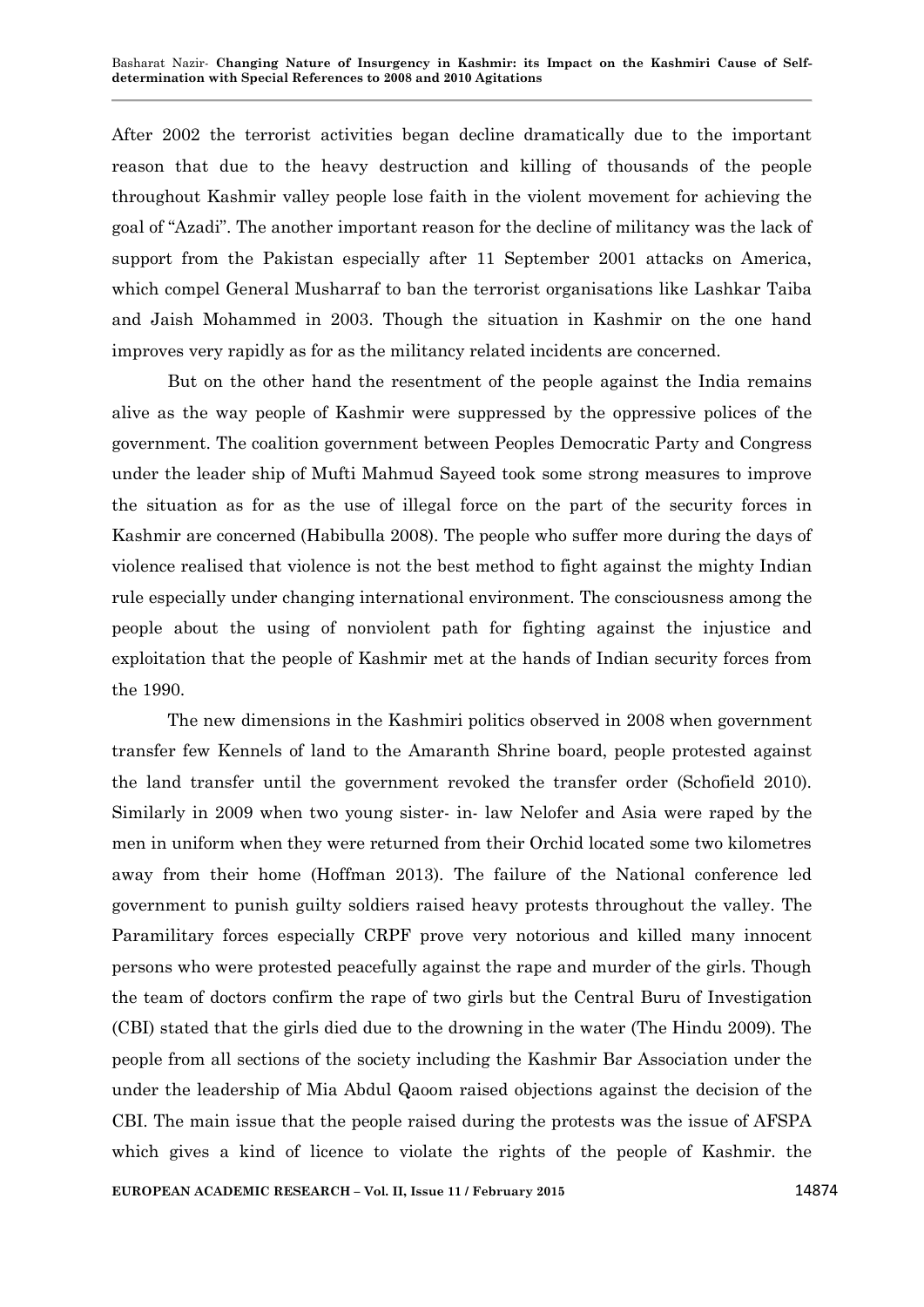After 2002 the terrorist activities began decline dramatically due to the important reason that due to the heavy destruction and killing of thousands of the people throughout Kashmir valley people lose faith in the violent movement for achieving the goal of "Azadi". The another important reason for the decline of militancy was the lack of support from the Pakistan especially after 11 September 2001 attacks on America, which compel General Musharraf to ban the terrorist organisations like Lashkar Taiba and Jaish Mohammed in 2003. Though the situation in Kashmir on the one hand improves very rapidly as for as the militancy related incidents are concerned.

But on the other hand the resentment of the people against the India remains alive as the way people of Kashmir were suppressed by the oppressive polices of the government. The coalition government between Peoples Democratic Party and Congress under the leader ship of Mufti Mahmud Sayeed took some strong measures to improve the situation as for as the use of illegal force on the part of the security forces in Kashmir are concerned (Habibulla 2008). The people who suffer more during the days of violence realised that violence is not the best method to fight against the mighty Indian rule especially under changing international environment. The consciousness among the people about the using of nonviolent path for fighting against the injustice and exploitation that the people of Kashmir met at the hands of Indian security forces from the 1990.

The new dimensions in the Kashmiri politics observed in 2008 when government transfer few Kennels of land to the Amaranth Shrine board, people protested against the land transfer until the government revoked the transfer order (Schofield 2010). Similarly in 2009 when two young sister- in- law Nelofer and Asia were raped by the men in uniform when they were returned from their Orchid located some two kilometres away from their home (Hoffman 2013). The failure of the National conference led government to punish guilty soldiers raised heavy protests throughout the valley. The Paramilitary forces especially CRPF prove very notorious and killed many innocent persons who were protested peacefully against the rape and murder of the girls. Though the team of doctors confirm the rape of two girls but the Central Buru of Investigation (CBI) stated that the girls died due to the drowning in the water (The Hindu 2009). The people from all sections of the society including the Kashmir Bar Association under the under the leadership of Mia Abdul Qaoom raised objections against the decision of the CBI. The main issue that the people raised during the protests was the issue of AFSPA which gives a kind of licence to violate the rights of the people of Kashmir. the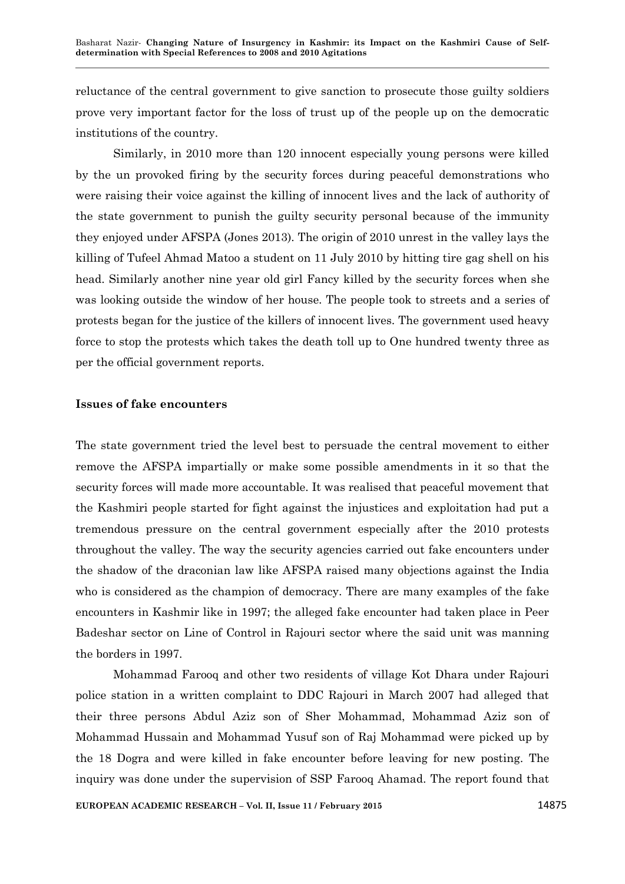reluctance of the central government to give sanction to prosecute those guilty soldiers prove very important factor for the loss of trust up of the people up on the democratic institutions of the country.

Similarly, in 2010 more than 120 innocent especially young persons were killed by the un provoked firing by the security forces during peaceful demonstrations who were raising their voice against the killing of innocent lives and the lack of authority of the state government to punish the guilty security personal because of the immunity they enjoyed under AFSPA (Jones 2013). The origin of 2010 unrest in the valley lays the killing of Tufeel Ahmad Matoo a student on 11 July 2010 by hitting tire gag shell on his head. Similarly another nine year old girl Fancy killed by the security forces when she was looking outside the window of her house. The people took to streets and a series of protests began for the justice of the killers of innocent lives. The government used heavy force to stop the protests which takes the death toll up to One hundred twenty three as per the official government reports.

**Issues of fake encounters**

The state government tried the level best to persuade the central movement to either remove the AFSPA impartially or make some possible amendments in it so that the security forces will made more accountable. It was realised that peaceful movement that the Kashmiri people started for fight against the injustices and exploitation had put a tremendous pressure on the central government especially after the 2010 protests throughout the valley. The way the security agencies carried out fake encounters under the shadow of the draconian law like AFSPA raised many objections against the India who is considered as the champion of democracy. There are many examples of the fake encounters in Kashmir like in 1997; the alleged fake encounter had taken place in Peer Badeshar sector on Line of Control in Rajouri sector where the said unit was manning the borders in 1997.

Mohammad Farooq and other two residents of village Kot Dhara under Rajouri police station in a written complaint to DDC Rajouri in March 2007 had alleged that their three persons Abdul Aziz son of Sher Mohammad, Mohammad Aziz son of Mohammad Hussain and Mohammad Yusuf son of Raj Mohammad were picked up by the 18 Dogra and were killed in fake encounter before leaving for new posting. The inquiry was done under the supervision of SSP Farooq Ahamad. The report found that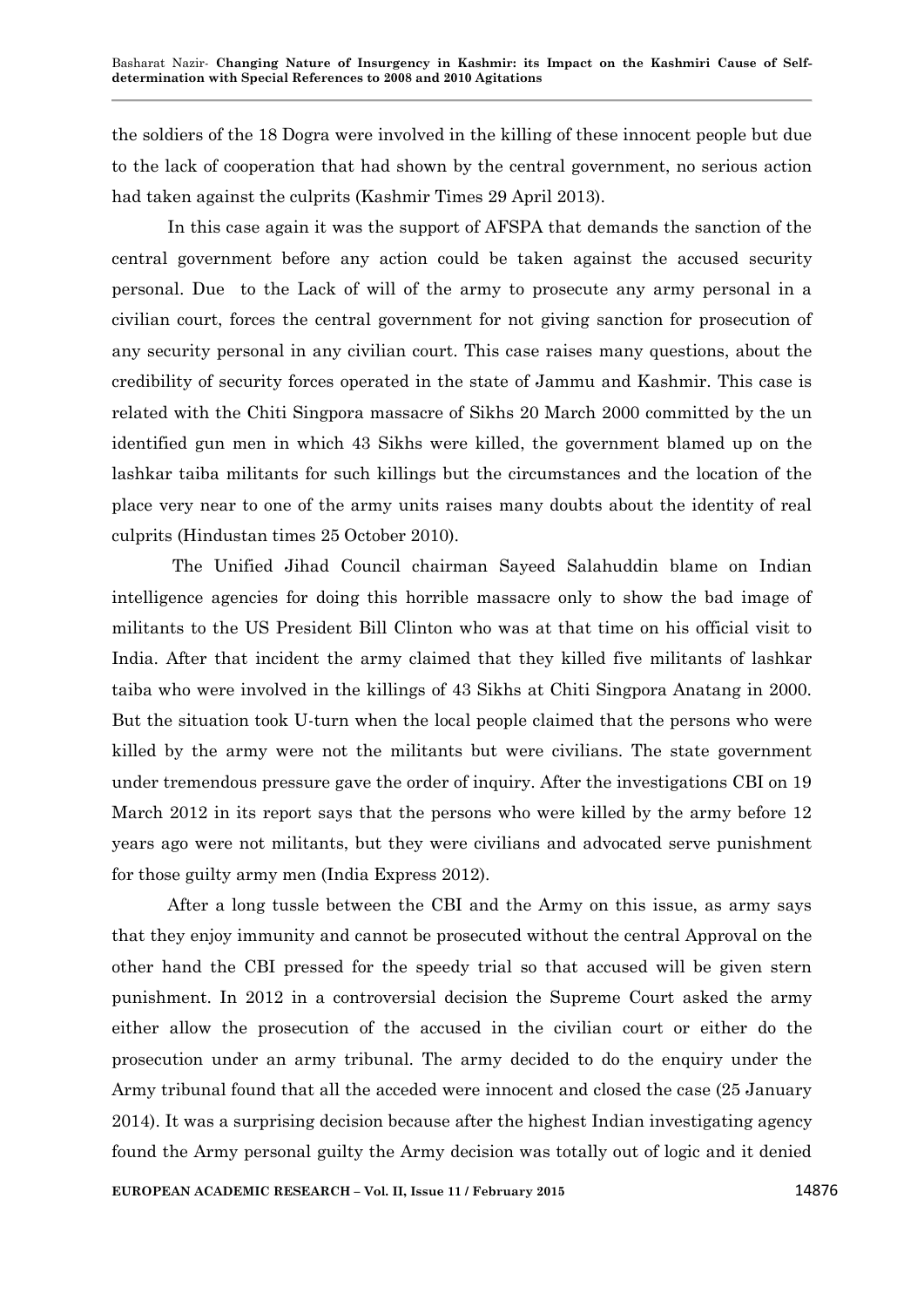the soldiers of the 18 Dogra were involved in the killing of these innocent people but due to the lack of cooperation that had shown by the central government, no serious action had taken against the culprits (Kashmir Times 29 April 2013).

In this case again it was the support of AFSPA that demands the sanction of the central government before any action could be taken against the accused security personal. Due to the Lack of will of the army to prosecute any army personal in a civilian court, forces the central government for not giving sanction for prosecution of any security personal in any civilian court. This case raises many questions, about the credibility of security forces operated in the state of Jammu and Kashmir. This case is related with the Chiti Singpora massacre of Sikhs 20 March 2000 committed by the un identified gun men in which 43 Sikhs were killed, the government blamed up on the lashkar taiba militants for such killings but the circumstances and the location of the place very near to one of the army units raises many doubts about the identity of real culprits (Hindustan times 25 October 2010).

The Unified Jihad Council chairman Sayeed Salahuddin blame on Indian intelligence agencies for doing this horrible massacre only to show the bad image of militants to the US President Bill Clinton who was at that time on his official visit to India. After that incident the army claimed that they killed five militants of lashkar taiba who were involved in the killings of 43 Sikhs at Chiti Singpora Anatang in 2000. But the situation took U-turn when the local people claimed that the persons who were killed by the army were not the militants but were civilians. The state government under tremendous pressure gave the order of inquiry. After the investigations CBI on 19 March 2012 in its report says that the persons who were killed by the army before 12 years ago were not militants, but they were civilians and advocated serve punishment for those guilty army men (India Express 2012).

After a long tussle between the CBI and the Army on this issue, as army says that they enjoy immunity and cannot be prosecuted without the central Approval on the other hand the CBI pressed for the speedy trial so that accused will be given stern punishment. In 2012 in a controversial decision the Supreme Court asked the army either allow the prosecution of the accused in the civilian court or either do the prosecution under an army tribunal. The army decided to do the enquiry under the Army tribunal found that all the acceded were innocent and closed the case (25 January 2014). It was a surprising decision because after the highest Indian investigating agency found the Army personal guilty the Army decision was totally out of logic and it denied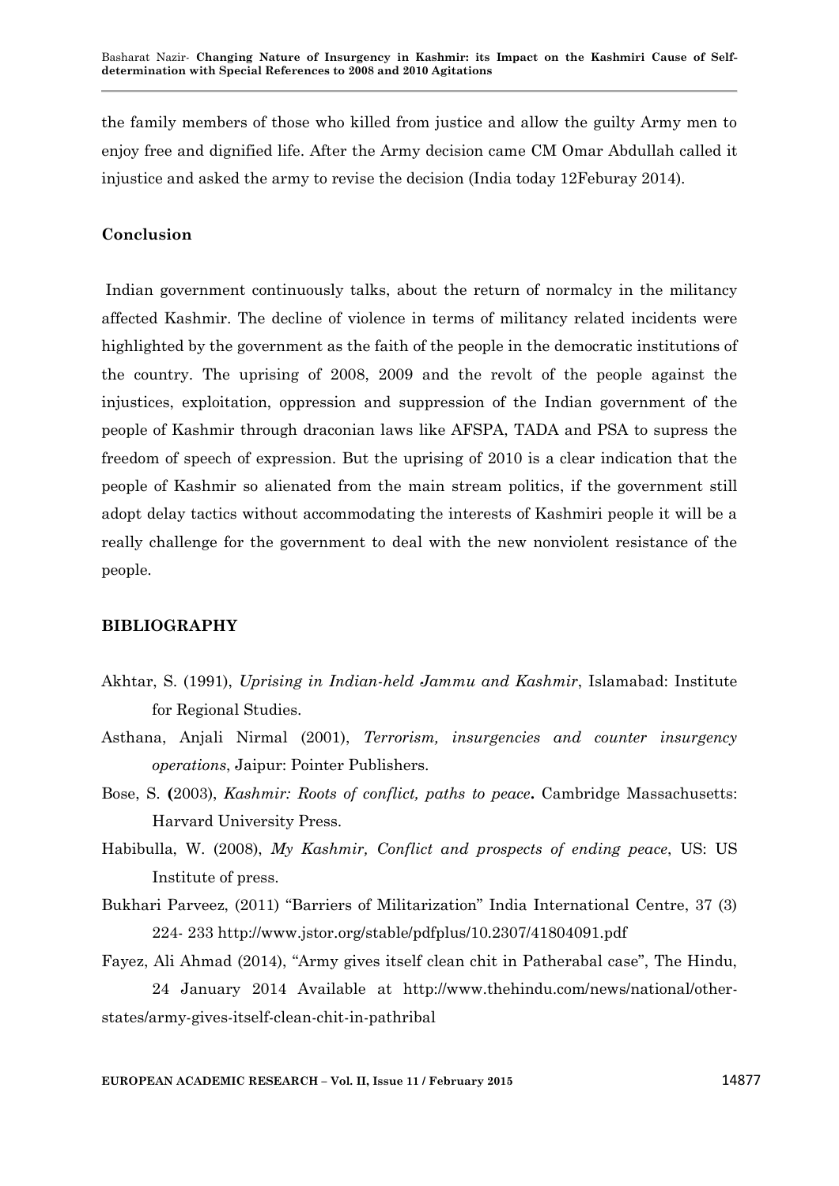the family members of those who killed from justice and allow the guilty Army men to enjoy free and dignified life. After the Army decision came CM Omar Abdullah called it injustice and asked the army to revise the decision (India today 12Feburay 2014).

## Conclusion

Indian government continuously talks, about the return of normalcy in the militancy affected Kashmir. The decline of violence in terms of militancy related incidents were highlighted by the government as the faith of the people in the democratic institutions of the country. The uprising of 2008, 2009 and the revolt of the people against the injustices, exploitation, oppression and suppression of the Indian government of the people of Kashmir through draconian laws like AFSPA, TADA and PSA to supress the freedom of speech of expression. But the uprising of 2010 is a clear indication that the people of Kashmir so alienated from the main stream politics, if the government still adopt delay tactics without accommodating the interests of Kashmiri people it will be a really challenge for the government to deal with the new nonviolent resistance of the people.

## BIBLIOGRAPHY

Akhtar, S. (1991), *Uprising in Indian-held Jammu and Kashmir*, Islamabad: Institute for Regional Studies.

Asthana, Anjali Nirmal (2001), *Terrorism, insurgencies and counter insurgency operations*, Jaipur: Pointer Publishers.

Bose, S. **(**2003), *Kashmir: Roots of conflict, paths to peace***.** Cambridge Massachusetts: Harvard University Press.

Habibulla, W. (2008), *My Kashmir, Conflict and prospects of ending peace*, US: US Institute of press.

Bukhari Parveez, (2011) "Barriers of Militarization" India International Centre, 37 (3) 224- 233 http://www.jstor.org/stable/pdfplus/10.2307/41804091.pdf

Fayez, Ali Ahmad (2014), "Army gives itself clean chit in Patherabal case", The Hindu, 24 January 2014 Available at http://www.thehindu.com/news/national/other-states/army-gives-itself-clean-chit-in-pathribal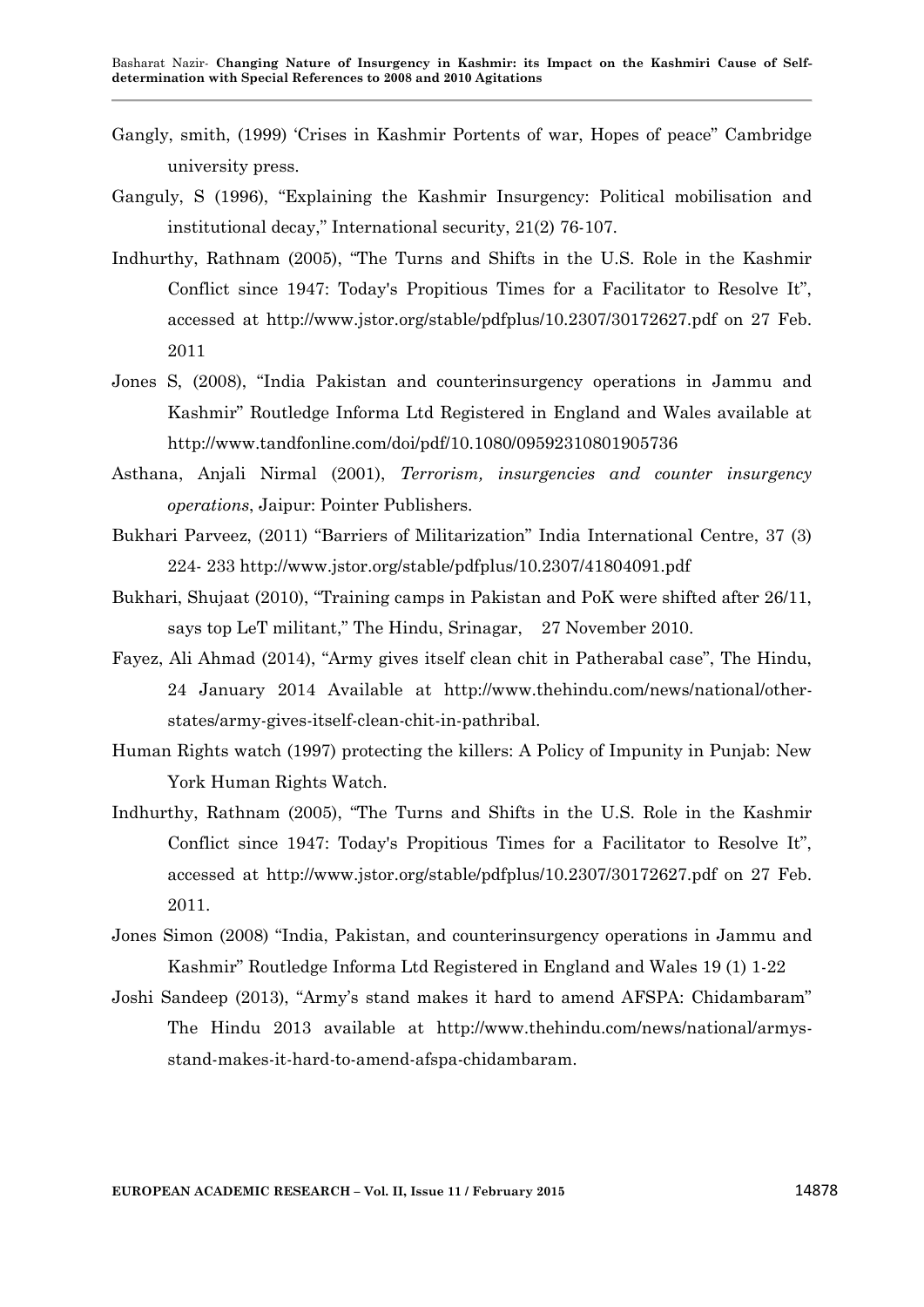Gangly, smith, (1999) 'Crises in Kashmir Portents of war, Hopes of peace" Cambridge university press.

Ganguly, S (1996), "Explaining the Kashmir Insurgency: Political mobilisation and institutional decay," International security, 21(2) 76-107.

Indhurthy, Rathnam (2005), "The Turns and Shifts in the U.S. Role in the Kashmir Conflict since 1947: Today's Propitious Times for a Facilitator to Resolve It", accessed at http://www.jstor.org/stable/pdfplus/10.2307/30172627.pdf on 27 Feb. 2011

Jones S, (2008), "India Pakistan and counterinsurgency operations in Jammu and Kashmir" Routledge Informa Ltd Registered in England and Wales available at http://www.tandfonline.com/doi/pdf/10.1080/09592310801905736

Asthana, Anjali Nirmal (2001), *Terrorism, insurgencies and counter insurgency operations*, Jaipur: Pointer Publishers.

Bukhari Parveez, (2011) "Barriers of Militarization" India International Centre, 37 (3) 224- 233 http://www.jstor.org/stable/pdfplus/10.2307/41804091.pdf

Bukhari, Shujaat (2010), "Training camps in Pakistan and PoK were shifted after 26/11, says top LeT militant," The Hindu, Srinagar, 27 November 2010.

Fayez, Ali Ahmad (2014), "Army gives itself clean chit in Patherabal case", The Hindu, 24 January 2014 Available at http://www.thehindu.com/news/national/other-states/army-gives-itself-clean-chit-in-pathribal.

Human Rights watch (1997) protecting the killers: A Policy of Impunity in Punjab: New York Human Rights Watch.

Indhurthy, Rathnam (2005), "The Turns and Shifts in the U.S. Role in the Kashmir Conflict since 1947: Today's Propitious Times for a Facilitator to Resolve It", accessed at http://www.jstor.org/stable/pdfplus/10.2307/30172627.pdf on 27 Feb. 2011.

Jones Simon (2008) "India, Pakistan, and counterinsurgency operations in Jammu and Kashmir" Routledge Informa Ltd Registered in England and Wales 19 (1) 1-22

Joshi Sandeep (2013), "Army's stand makes it hard to amend AFSPA: Chidambaram" The Hindu 2013 available at http://www.thehindu.com/news/national/armys-stand-makes-it-hard-to-amend-afspa-chidambaram.